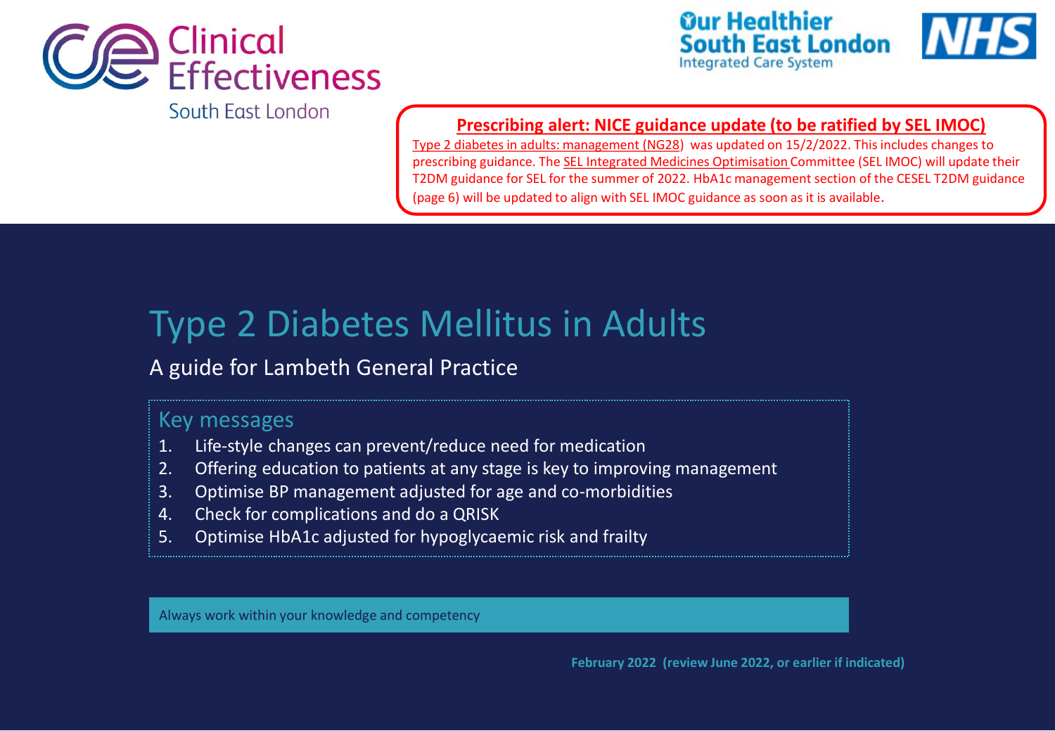Clinical Effectiveness South East London

Our Healthier South East London Integrated Care System

NHS

**Prescribing alert: NICE guidance update (to be ratified by SEL IMOC)**

Type 2 diabetes in adults: management (NG28) was updated on 15/2/2022. This includes changes to prescribing guidance. The SEL Integrated Medicines Optimisation Committee (SEL IMOC) will update their T2DM guidance for SEL for the summer of 2022. HbA1c management section of the CESEL T2DM guidance (page 6) will be updated to align with SEL IMOC guidance as soon as it is available.

# Type 2 Diabetes Mellitus in Adults

## A guide for Lambeth General Practice

### Key messages

1. Life-style changes can prevent/reduce need for medication
2. Offering education to patients at any stage is key to improving management
3. Optimise BP management adjusted for age and co-morbidities
4. Check for complications and do a QRISK
5. Optimise HbA1c adjusted for hypoglycaemic risk and frailty

Always work within your knowledge and competency

**February 2022 (review June 2022, or earlier if indicated)**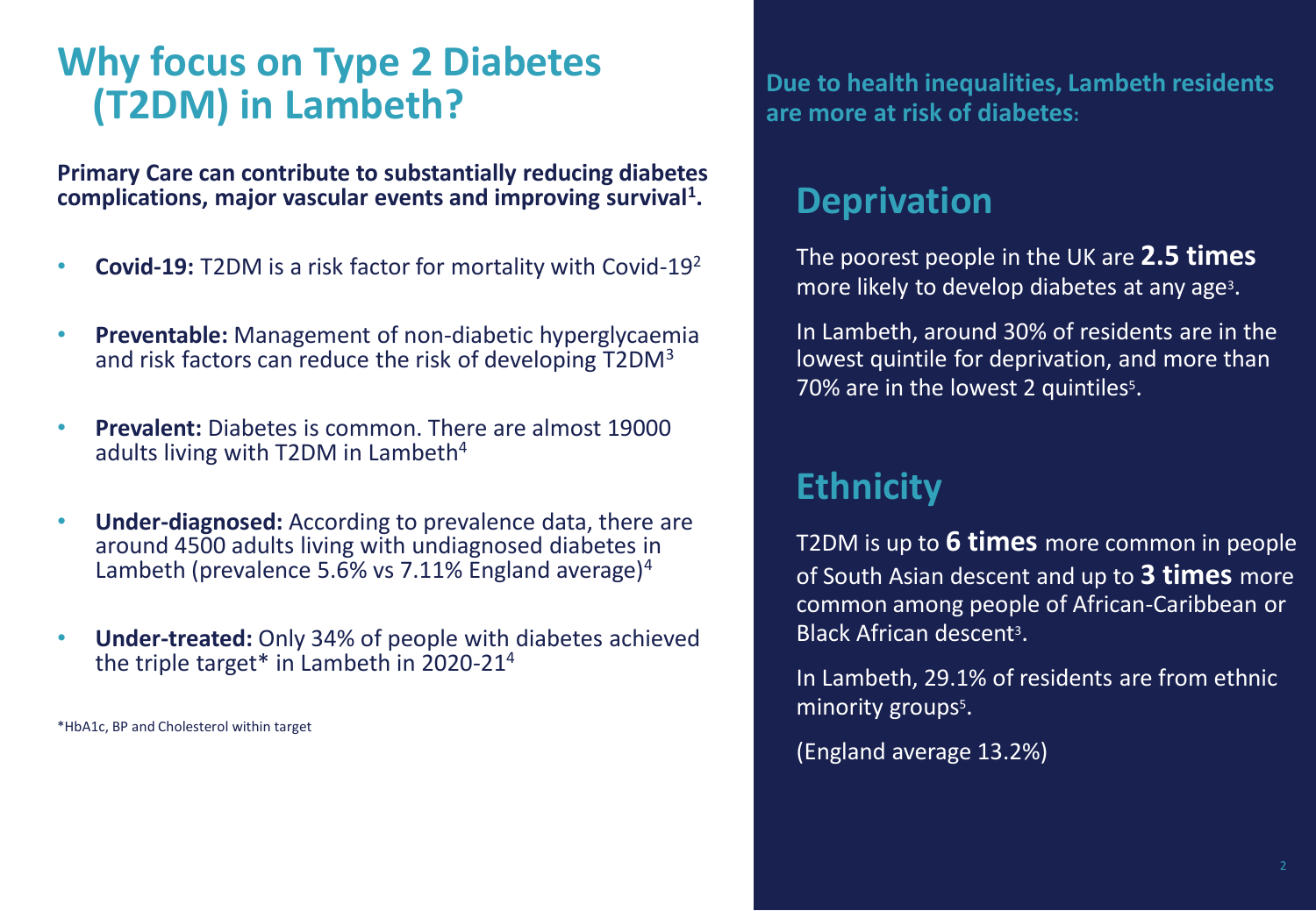# Why focus on Type 2 Diabetes (T2DM) in Lambeth?

**Primary Care can contribute to substantially reducing diabetes complications, major vascular events and improving survival[1].**

- **Covid-19:** T2DM is a risk factor for mortality with Covid-19[2]
- **Preventable:** Management of non-diabetic hyperglycaemia and risk factors can reduce the risk of developing T2DM[3]
- **Prevalent:** Diabetes is common. There are almost 19000 adults living with T2DM in Lambeth[4]
- **Under-diagnosed:** According to prevalence data, there are around 4500 adults living with undiagnosed diabetes in Lambeth (prevalence 5.6% vs 7.11% England average)[4]
- **Under-treated:** Only 34% of people with diabetes achieved the triple target* in Lambeth in 2020-21[4]

*HbA1c, BP and Cholesterol within target

**Due to health inequalities, Lambeth residents are more at risk of diabetes:**

## Deprivation

The poorest people in the UK are **2.5 times** more likely to develop diabetes at any age[3].

In Lambeth, around 30% of residents are in the lowest quintile for deprivation, and more than 70% are in the lowest 2 quintiles[5].

## Ethnicity

T2DM is up to **6 times** more common in people of South Asian descent and up to **3 times** more common among people of African-Caribbean or Black African descent[3].

In Lambeth, 29.1% of residents are from ethnic minority groups[5].

(England average 13.2%)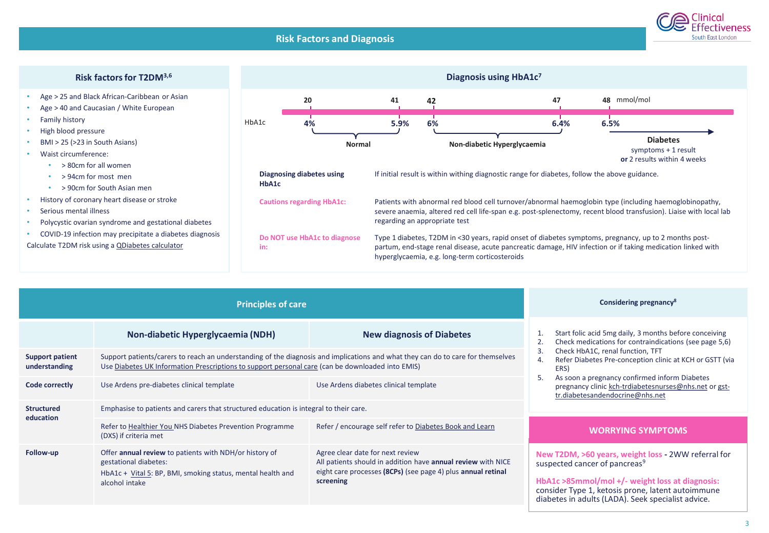# Risk Factors and Diagnosis

## Risk factors for T2DM[3,6]

- Age > 25 and Black African-Caribbean or Asian
- Age > 40 and Caucasian / White European
- Family history
- High blood pressure
- BMI > 25 (>23 in South Asians)
- Waist circumference:
  - > 80cm for all women
  - > 94cm for most men
  - > 90cm for South Asian men
- History of coronary heart disease or stroke
- Serious mental illness
- Polycystic ovarian syndrome and gestational diabetes
- COVID-19 infection may precipitate a diabetes diagnosis

Calculate T2DM risk using a QDiabetes calculator

## Diagnosis using HbA1c[7]

HbA1c

20 41 42 47 48 mmol/mol

4% 5.9% 6% 6.4% 6.5%

Normal

Non-diabetic Hyperglycaemia

**Diabetes**
symptoms + 1 result
**or** 2 results within 4 weeks

| | |
|---|---|
| **Diagnosing diabetes using HbA1c** | If initial result is within withing diagnostic range for diabetes, follow the above guidance. |
| **Cautions regarding HbA1c:** | Patients with abnormal red blood cell turnover/abnormal haemoglobin type (including haemoglobinopathy, severe anaemia, altered red cell life-span e.g. post-splenectomy, recent blood transfusion). Liaise with local lab regarding an appropriate test |
| **Do NOT use HbA1c to diagnose in:** | Type 1 diabetes, T2DM in <30 years, rapid onset of diabetes symptoms, pregnancy, up to 2 months post-partum, end-stage renal disease, acute pancreatic damage, HIV infection or if taking medication linked with hyperglycaemia, e.g. long-term corticosteroids |

## Principles of care

| | Non-diabetic Hyperglycaemia (NDH) | New diagnosis of Diabetes |
|---|---|---|
| **Support patient understanding** | Support patients/carers to reach an understanding of the diagnosis and implications and what they can do to care for themselves. Use Diabetes UK Information Prescriptions to support personal care (can be downloaded into EMIS) | |
| **Code correctly** | Use Ardens pre-diabetes clinical template | Use Ardens diabetes clinical template |
| **Structured education** | Emphasise to patients and carers that structured education is integral to their care. | |
| | Refer to Healthier You NHS Diabetes Prevention Programme (DXS) if criteria met | Refer / encourage self refer to Diabetes Book and Learn |
| **Follow-up** | Offer **annual review** to patients with NDH/or history of gestational diabetes: HbA1c + Vital 5: BP, BMI, smoking status, mental health and alcohol intake | Agree clear date for next review. All patients should in addition have **annual review** with NICE eight care processes **(8CPs)** (see page 4) plus **annual retinal screening** |

## Considering pregnancy[8]

1. Start folic acid 5mg daily, 3 months before conceiving
2. Check medications for contraindications (see page 5,6)
3. Check HbA1C, renal function, TFT
4. Refer Diabetes Pre-conception clinic at KCH or GSTT (via ERS)
5. As soon a pregnancy confirmed inform Diabetes pregnancy clinic kch-trdiabetesnurses@nhs.net or gst-tr.diabetesandendocrine@nhs.net

## WORRYING SYMPTOMS

**New T2DM, >60 years, weight loss** - 2WW referral for suspected cancer of pancreas[9]

**HbA1c >85mmol/mol +/- weight loss at diagnosis:** consider Type 1, ketosis prone, latent autoimmune diabetes in adults (LADA). Seek specialist advice.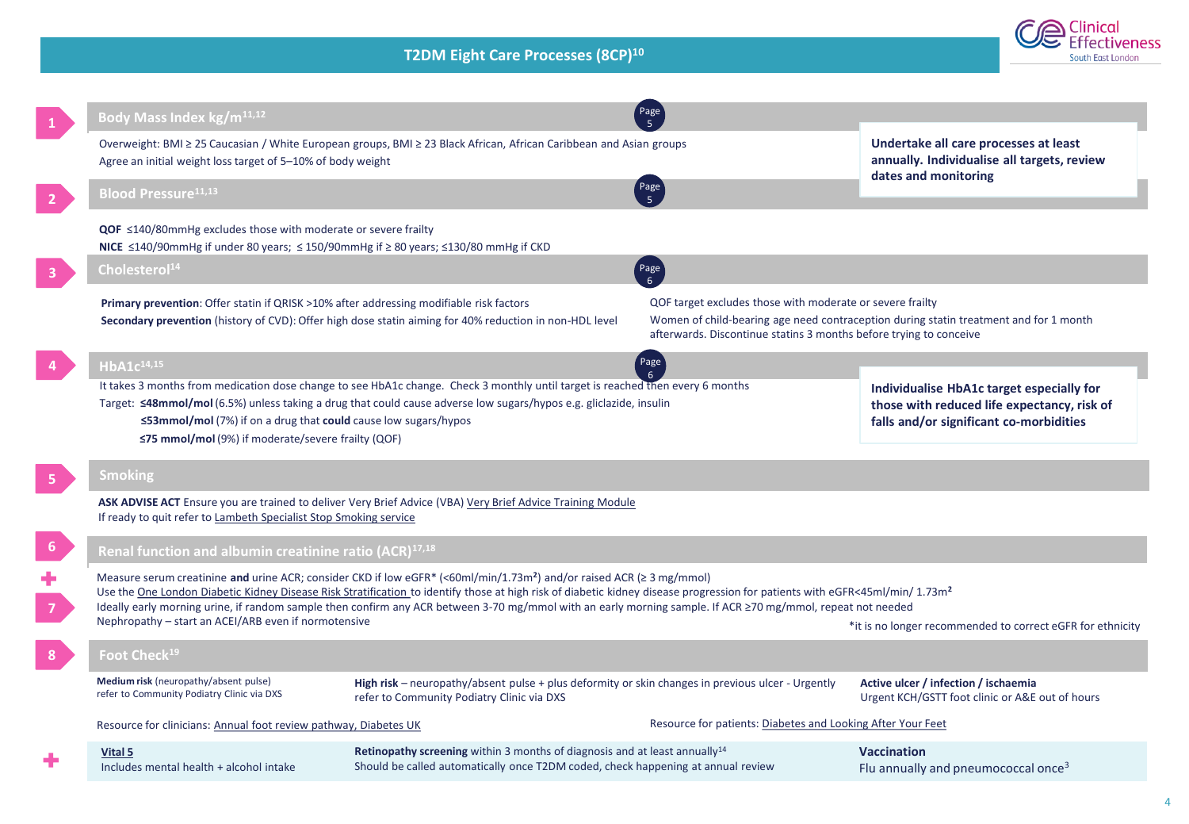# T2DM Eight Care Processes (8CP)[10]

**Undertake all care processes at least annually. Individualise all targets, review dates and monitoring**

## 1 Body Mass Index kg/m[11,12]

Page 5

Overweight: BMI ≥ 25 Caucasian / White European groups, BMI ≥ 23 Black African, African Caribbean and Asian groups

Agree an initial weight loss target of 5–10% of body weight

## 2 Blood Pressure[11,13]

Page 5

**QOF** ≤140/80mmHg excludes those with moderate or severe frailty

**NICE** ≤140/90mmHg if under 80 years; ≤ 150/90mmHg if ≥ 80 years; ≤130/80 mmHg if CKD

## 3 Cholesterol[14]

Page 6

**Primary prevention**: Offer statin if QRISK >10% after addressing modifiable risk factors

**Secondary prevention** (history of CVD): Offer high dose statin aiming for 40% reduction in non-HDL level

QOF target excludes those with moderate or severe frailty

Women of child-bearing age need contraception during statin treatment and for 1 month afterwards. Discontinue statins 3 months before trying to conceive

## 4 HbA1c[14,15]

Page 6

It takes 3 months from medication dose change to see HbA1c change. Check 3 monthly until target is reached then every 6 months

Target: **≤48mmol/mol** (6.5%) unless taking a drug that could cause adverse low sugars/hypos e.g. gliclazide, insulin

**≤53mmol/mol** (7%) if on a drug that **could** cause low sugars/hypos

**≤75 mmol/mol** (9%) if moderate/severe frailty (QOF)

**Individualise HbA1c target especially for those with reduced life expectancy, risk of falls and/or significant co-morbidities**

## 5 Smoking

**ASK ADVISE ACT** Ensure you are trained to deliver Very Brief Advice (VBA) Very Brief Advice Training Module

If ready to quit refer to Lambeth Specialist Stop Smoking service

## 6 + 7 Renal function and albumin creatinine ratio (ACR)[17,18]

Measure serum creatinine **and** urine ACR; consider CKD if low eGFR* (<60ml/min/1.73m²) and/or raised ACR (≥ 3 mg/mmol)

Use the One London Diabetic Kidney Disease Risk Stratification to identify those at high risk of diabetic kidney disease progression for patients with eGFR<45ml/min/ 1.73m²

Ideally early morning urine, if random sample then confirm any ACR between 3-70 mg/mmol with an early morning sample. If ACR ≥70 mg/mmol, repeat not needed

Nephropathy – start an ACEI/ARB even if normotensive

*it is no longer recommended to correct eGFR for ethnicity

## 8 Foot Check[19]

**Medium risk** (neuropathy/absent pulse) refer to Community Podiatry Clinic via DXS

**High risk** – neuropathy/absent pulse + plus deformity or skin changes in previous ulcer - Urgently refer to Community Podiatry Clinic via DXS

**Active ulcer / infection / ischaemia** Urgent KCH/GSTT foot clinic or A&E out of hours

Resource for clinicians: Annual foot review pathway, Diabetes UK

Resource for patients: Diabetes and Looking After Your Feet

## +

**Vital 5**
Includes mental health + alcohol intake

**Retinopathy screening** within 3 months of diagnosis and at least annually[14]
Should be called automatically once T2DM coded, check happening at annual review

**Vaccination**
Flu annually and pneumococcal once[3]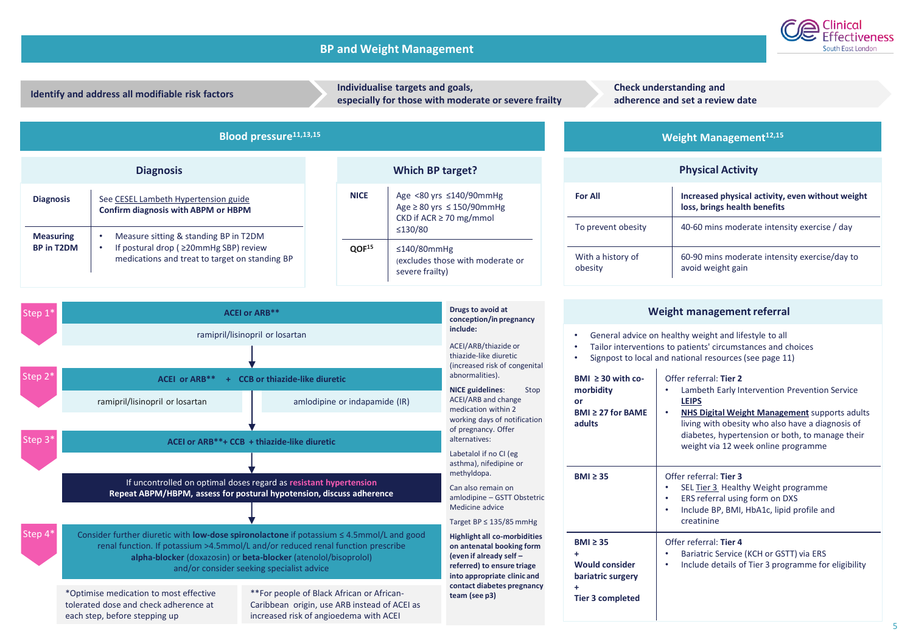# BP and Weight Management

**Identify and address all modifiable risk factors** → **Individualise targets and goals, especially for those with moderate or severe frailty** → **Check understanding and adherence and set a review date**

## Blood pressure[11,13,15]

### Diagnosis

| | |
|---|---|
| **Diagnosis** | See CESEL Lambeth Hypertension guide<br>**Confirm diagnosis with ABPM or HBPM** |
| **Measuring BP in T2DM** | • Measure sitting & standing BP in T2DM<br>• If postural drop ( ≥20mmHg SBP) review medications and treat to target on standing BP |

### Which BP target?

| | |
|---|---|
| **NICE** | Age <80 yrs ≤140/90mmHg<br>Age ≥ 80 yrs ≤ 150/90mmHg<br>CKD if ACR ≥ 70 mg/mmol ≤130/80 |
| **QOF[15]** | ≤140/80mmHg<br>(excludes those with moderate or severe frailty) |

**Step 1*** — **ACEI or ARB****
ramipril/lisinopril or losartan

**Step 2*** — **ACEI or ARB** + CCB or thiazide-like diuretic**
ramipril/lisinopril or losartan | amlodipine or indapamide (IR)

**Step 3*** — **ACEI or ARB**+ CCB + thiazide-like diuretic**

If uncontrolled on optimal doses regard as resistant hypertension
**Repeat ABPM/HBPM, assess for postural hypotension, discuss adherence**

**Step 4*** — Consider further diuretic with **low-dose spironolactone** if potassium ≤ 4.5mmol/L and good renal function. If potassium >4.5mmol/L and/or reduced renal function prescribe **alpha-blocker** (doxazosin) or **beta-blocker** (atenolol/bisoprolol) and/or consider seeking specialist advice

*Optimise medication to most effective tolerated dose and check adherence at each step, before stepping up

**For people of Black African or African-Caribbean origin, use ARB instead of ACEI as increased risk of angioedema with ACEI

**Drugs to avoid at conception/in pregnancy include:**

ACEI/ARB/thiazide or thiazide-like diuretic (increased risk of congenital abnormalities).

**NICE guidelines**: Stop ACEI/ARB and change medication within 2 working days of notification of pregnancy. Offer alternatives:

Labetalol if no CI (eg asthma), nifedipine or methyldopa.

Can also remain on amlodipine – GSTT Obstetric Medicine advice

Target BP ≤ 135/85 mmHg

**Highlight all co-morbidities on antenatal booking form (even if already self – referred) to ensure triage into appropriate clinic and contact diabetes pregnancy team (see p3)**

## Weight Management[12,15]

### Physical Activity

| | |
|---|---|
| **For All** | **Increased physical activity, even without weight loss, brings health benefits** |
| To prevent obesity | 40-60 mins moderate intensity exercise / day |
| With a history of obesity | 60-90 mins moderate intensity exercise/day to avoid weight gain |

### Weight management referral

- General advice on healthy weight and lifestyle to all
- Tailor interventions to patients' circumstances and choices
- Signpost to local and national resources (see page 11)

| | |
|---|---|
| **BMI ≥ 30 with co-morbidity or BMI ≥ 27 for BAME adults** | Offer referral: **Tier 2**<br>• Lambeth Early Intervention Prevention Service **LEIPS**<br>• **NHS Digital Weight Management** supports adults living with obesity who also have a diagnosis of diabetes, hypertension or both, to manage their weight via 12 week online programme |
| **BMI ≥ 35** | Offer referral: **Tier 3**<br>• SEL Tier 3 Healthy Weight programme<br>• ERS referral using form on DXS<br>• Include BP, BMI, HbA1c, lipid profile and creatinine |
| **BMI ≥ 35 + Would consider bariatric surgery + Tier 3 completed** | Offer referral: **Tier 4**<br>• Bariatric Service (KCH or GSTT) via ERS<br>• Include details of Tier 3 programme for eligibility |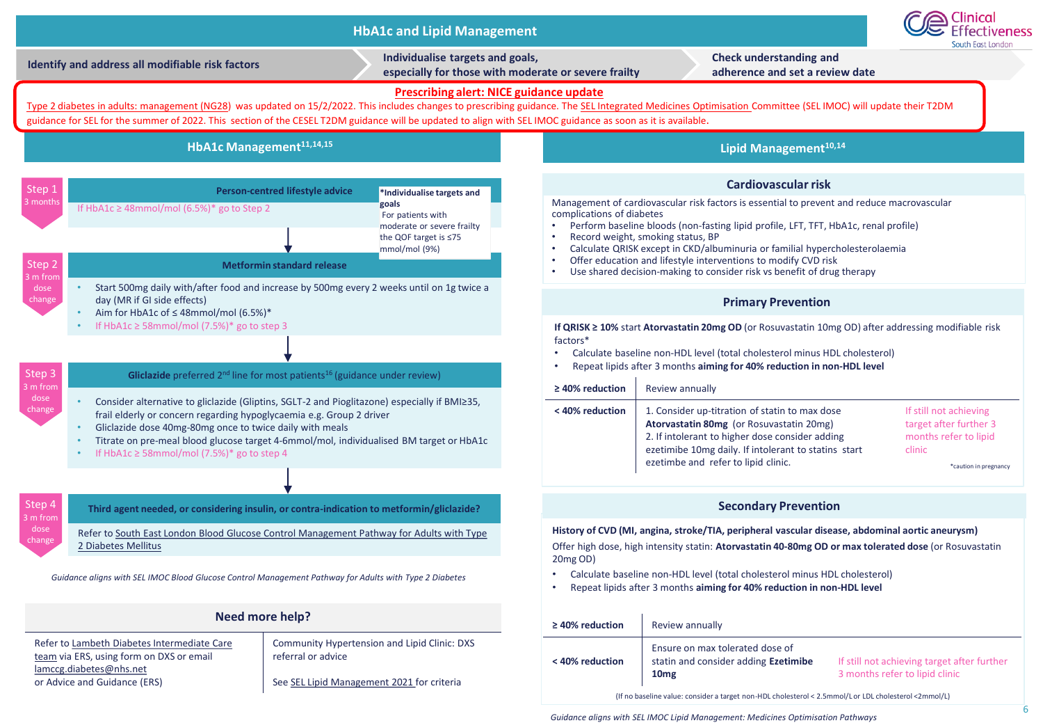# HbA1c and Lipid Management

Clinical Effectiveness South East London

**Identify and address all modifiable risk factors** → **Individualise targets and goals, especially for those with moderate or severe frailty** → **Check understanding and adherence and set a review date**

**Prescribing alert: NICE guidance update**

Type 2 diabetes in adults: management (NG28) was updated on 15/2/2022. This includes changes to prescribing guidance. The SEL Integrated Medicines Optimisation Committee (SEL IMOC) will update their T2DM guidance for SEL for the summer of 2022. This section of the CESEL T2DM guidance will be updated to align with SEL IMOC guidance as soon as it is available.

## HbA1c Management[11,14,15]

**Step 1** (3 months)

**Person-centred lifestyle advice**

If HbA1c ≥ 48mmol/mol (6.5%)* go to Step 2

***Individualise targets and goals**
For patients with moderate or severe frailty the QOF target is ≤75 mmol/mol (9%)

**Step 2** (3 m from dose change)

**Metformin standard release**

- Start 500mg daily with/after food and increase by 500mg every 2 weeks until on 1g twice a day (MR if GI side effects)
- Aim for HbA1c of ≤ 48mmol/mol (6.5%)*
- If HbA1c ≥ 58mmol/mol (7.5%)* go to step 3

**Step 3** (3 m from dose change)

**Gliclazide** preferred 2nd line for most patients[16] (guidance under review)

- Consider alternative to gliclazide (Gliptins, SGLT-2 and Pioglitazone) especially if BMI≥35, frail elderly or concern regarding hypoglycaemia e.g. Group 2 driver
- Gliclazide dose 40mg-80mg once to twice daily with meals
- Titrate on pre-meal blood glucose target 4-6mmol/mol, individualised BM target or HbA1c
- If HbA1c ≥ 58mmol/mol (7.5%)* go to step 4

**Step 4** (3 m from dose change)

**Third agent needed, or considering insulin, or contra-indication to metformin/gliclazide?**

Refer to South East London Blood Glucose Control Management Pathway for Adults with Type 2 Diabetes Mellitus

*Guidance aligns with SEL IMOC Blood Glucose Control Management Pathway for Adults with Type 2 Diabetes*

### Need more help?

| | |
|---|---|
| Refer to Lambeth Diabetes Intermediate Care team via ERS, using form on DXS or email lamccg.diabetes@nhs.net or Advice and Guidance (ERS) | Community Hypertension and Lipid Clinic: DXS referral or advice<br><br>See SEL Lipid Management 2021 for criteria |

## Lipid Management[10,14]

### Cardiovascular risk

Management of cardiovascular risk factors is essential to prevent and reduce macrovascular complications of diabetes

- Perform baseline bloods (non-fasting lipid profile, LFT, TFT, HbA1c, renal profile)
- Record weight, smoking status, BP
- Calculate QRISK except in CKD/albuminuria or familial hypercholesterolaemia
- Offer education and lifestyle interventions to modify CVD risk
- Use shared decision-making to consider risk vs benefit of drug therapy

### Primary Prevention

**If QRISK ≥ 10%** start **Atorvastatin 20mg OD** (or Rosuvastatin 10mg OD) after addressing modifiable risk factors*

- Calculate baseline non-HDL level (total cholesterol minus HDL cholesterol)
- Repeat lipids after 3 months **aiming for 40% reduction in non-HDL level**

| | | |
|---|---|---|
| **≥ 40% reduction** | Review annually | |
| **< 40% reduction** | 1. Consider up-titration of statin to max dose **Atorvastatin 80mg** (or Rosuvastatin 20mg)<br>2. If intolerant to higher dose consider adding ezetimibe 10mg daily. If intolerant to statins start ezetimibe and refer to lipid clinic. | If still not achieving target after further 3 months refer to lipid clinic |

*caution in pregnancy

### Secondary Prevention

**History of CVD (MI, angina, stroke/TIA, peripheral vascular disease, abdominal aortic aneurysm)**

Offer high dose, high intensity statin: **Atorvastatin 40-80mg OD or max tolerated dose** (or Rosuvastatin 20mg OD)

- Calculate baseline non-HDL level (total cholesterol minus HDL cholesterol)
- Repeat lipids after 3 months **aiming for 40% reduction in non-HDL level**

| | | |
|---|---|---|
| **≥ 40% reduction** | Review annually | |
| **< 40% reduction** | Ensure on max tolerated dose of statin and consider adding **Ezetimibe 10mg** | If still not achieving target after further 3 months refer to lipid clinic |

(If no baseline value: consider a target non-HDL cholesterol < 2.5mmol/L or LDL cholesterol <2mmol/L)

*Guidance aligns with SEL IMOC Lipid Management: Medicines Optimisation Pathways*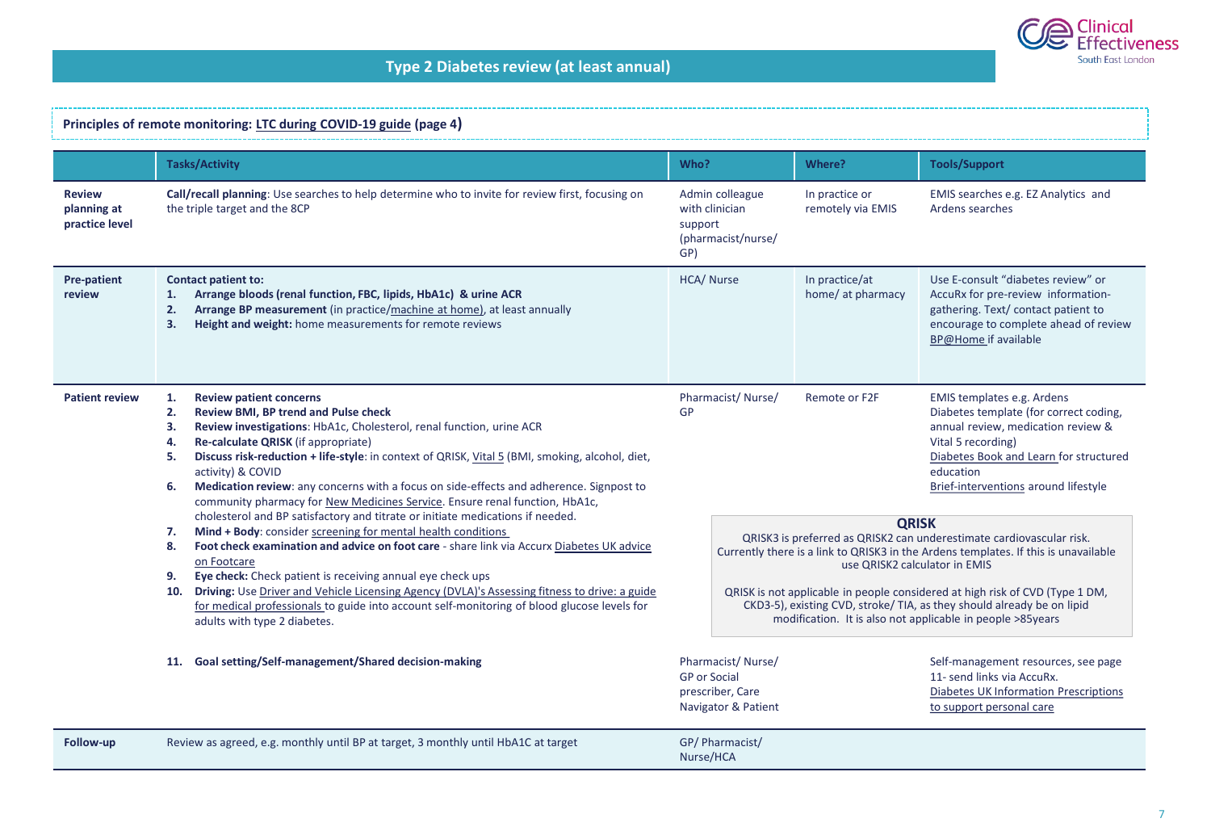# Type 2 Diabetes review (at least annual)

**Principles of remote monitoring: LTC during COVID-19 guide (page 4)**

| | Tasks/Activity | Who? | Where? | Tools/Support |
|---|---|---|---|---|
| **Review planning at practice level** | **Call/recall planning**: Use searches to help determine who to invite for review first, focusing on the triple target and the 8CP | Admin colleague with clinician support (pharmacist/nurse/ GP) | In practice or remotely via EMIS | EMIS searches e.g. EZ Analytics and Ardens searches |
| **Pre-patient review** | **Contact patient to:**<br>1. **Arrange bloods (renal function, FBC, lipids, HbA1c) & urine ACR**<br>2. **Arrange BP measurement** (in practice/machine at home), at least annually<br>3. **Height and weight:** home measurements for remote reviews | HCA/ Nurse | In practice/at home/ at pharmacy | Use E-consult "diabetes review" or AccuRx for pre-review information-gathering. Text/ contact patient to encourage to complete ahead of review BP@Home if available |
| **Patient review** | 1. **Review patient concerns**<br>2. **Review BMI, BP trend and Pulse check**<br>3. **Review investigations**: HbA1c, Cholesterol, renal function, urine ACR<br>4. **Re-calculate QRISK** (if appropriate)<br>5. **Discuss risk-reduction + life-style**: in context of QRISK, Vital 5 (BMI, smoking, alcohol, diet, activity) & COVID<br>6. **Medication review**: any concerns with a focus on side-effects and adherence. Signpost to community pharmacy for New Medicines Service. Ensure renal function, HbA1c, cholesterol and BP satisfactory and titrate or initiate medications if needed.<br>7. **Mind + Body**: consider screening for mental health conditions<br>8. **Foot check examination and advice on foot care** - share link via Accurx Diabetes UK advice on Footcare<br>9. **Eye check:** Check patient is receiving annual eye check ups<br>10. **Driving:** Use Driver and Vehicle Licensing Agency (DVLA)'s Assessing fitness to drive: a guide for medical professionals to guide into account self-monitoring of blood glucose levels for adults with type 2 diabetes. | Pharmacist/ Nurse/ GP | Remote or F2F | EMIS templates e.g. Ardens Diabetes template (for correct coding, annual review, medication review & Vital 5 recording)<br>Diabetes Book and Learn for structured education<br>Brief-interventions around lifestyle |
| | 11. **Goal setting/Self-management/Shared decision-making** | Pharmacist/ Nurse/ GP or Social prescriber, Care Navigator & Patient | | Self-management resources, see page 11- send links via AccuRx.<br>Diabetes UK Information Prescriptions to support personal care |
| **Follow-up** | Review as agreed, e.g. monthly until BP at target, 3 monthly until HbA1C at target | GP/ Pharmacist/ Nurse/HCA | | |

**QRISK**

QRISK3 is preferred as QRISK2 can underestimate cardiovascular risk. Currently there is a link to QRISK3 in the Ardens templates. If this is unavailable use QRISK2 calculator in EMIS

QRISK is not applicable in people considered at high risk of CVD (Type 1 DM, CKD3-5), existing CVD, stroke/ TIA, as they should already be on lipid modification. It is also not applicable in people >85years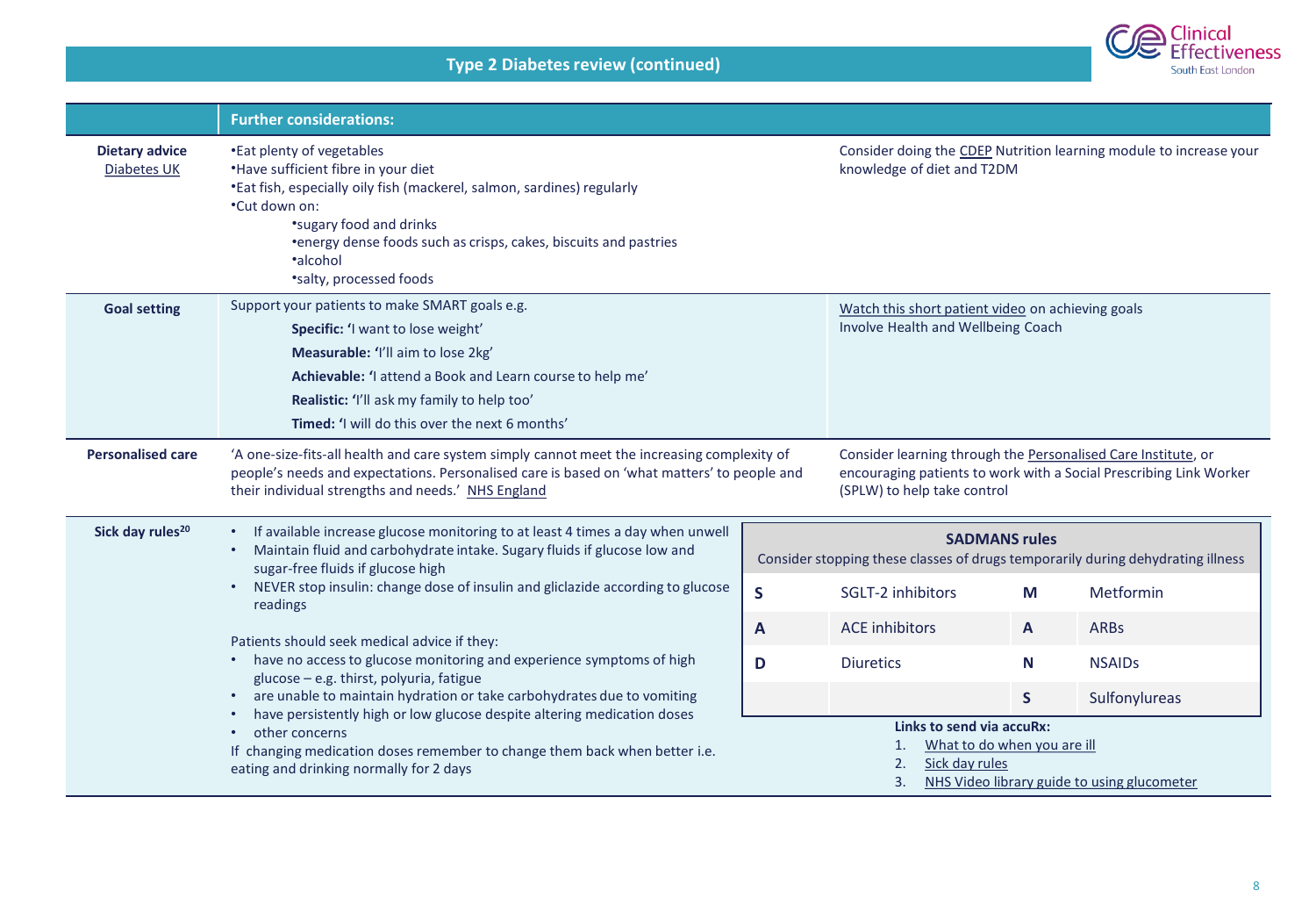# Type 2 Diabetes review (continued)

| | Further considerations: | |
|---|---|---|
| **Dietary advice** Diabetes UK | •Eat plenty of vegetables<br>•Have sufficient fibre in your diet<br>•Eat fish, especially oily fish (mackerel, salmon, sardines) regularly<br>•Cut down on:<br>•sugary food and drinks<br>•energy dense foods such as crisps, cakes, biscuits and pastries<br>•alcohol<br>•salty, processed foods | Consider doing the CDEP Nutrition learning module to increase your knowledge of diet and T2DM |
| **Goal setting** | Support your patients to make SMART goals e.g.<br>**Specific: '**I want to lose weight'<br>**Measurable: '**I'll aim to lose 2kg'<br>**Achievable: '**I attend a Book and Learn course to help me'<br>**Realistic: '**I'll ask my family to help too'<br>**Timed: '**I will do this over the next 6 months' | Watch this short patient video on achieving goals<br>Involve Health and Wellbeing Coach |
| **Personalised care** | 'A one-size-fits-all health and care system simply cannot meet the increasing complexity of people's needs and expectations. Personalised care is based on 'what matters' to people and their individual strengths and needs.' NHS England | Consider learning through the Personalised Care Institute, or encouraging patients to work with a Social Prescribing Link Worker (SPLW) to help take control |
| **Sick day rules**[20] | • If available increase glucose monitoring to at least 4 times a day when unwell<br>• Maintain fluid and carbohydrate intake. Sugary fluids if glucose low and sugar-free fluids if glucose high<br>• NEVER stop insulin: change dose of insulin and gliclazide according to glucose readings<br><br>Patients should seek medical advice if they:<br>• have no access to glucose monitoring and experience symptoms of high glucose – e.g. thirst, polyuria, fatigue<br>• are unable to maintain hydration or take carbohydrates due to vomiting<br>• have persistently high or low glucose despite altering medication doses<br>• other concerns<br>If changing medication doses remember to change them back when better i.e. eating and drinking normally for 2 days | See SADMANS rules and links below |

**SADMANS rules**

Consider stopping these classes of drugs temporarily during dehydrating illness

| | | | |
|---|---|---|---|
| **S** | SGLT-2 inhibitors | **M** | Metformin |
| **A** | ACE inhibitors | **A** | ARBs |
| **D** | Diuretics | **N** | NSAIDs |
| | | **S** | Sulfonylureas |

**Links to send via accuRx:**

1. What to do when you are ill
2. Sick day rules
3. NHS Video library guide to using glucometer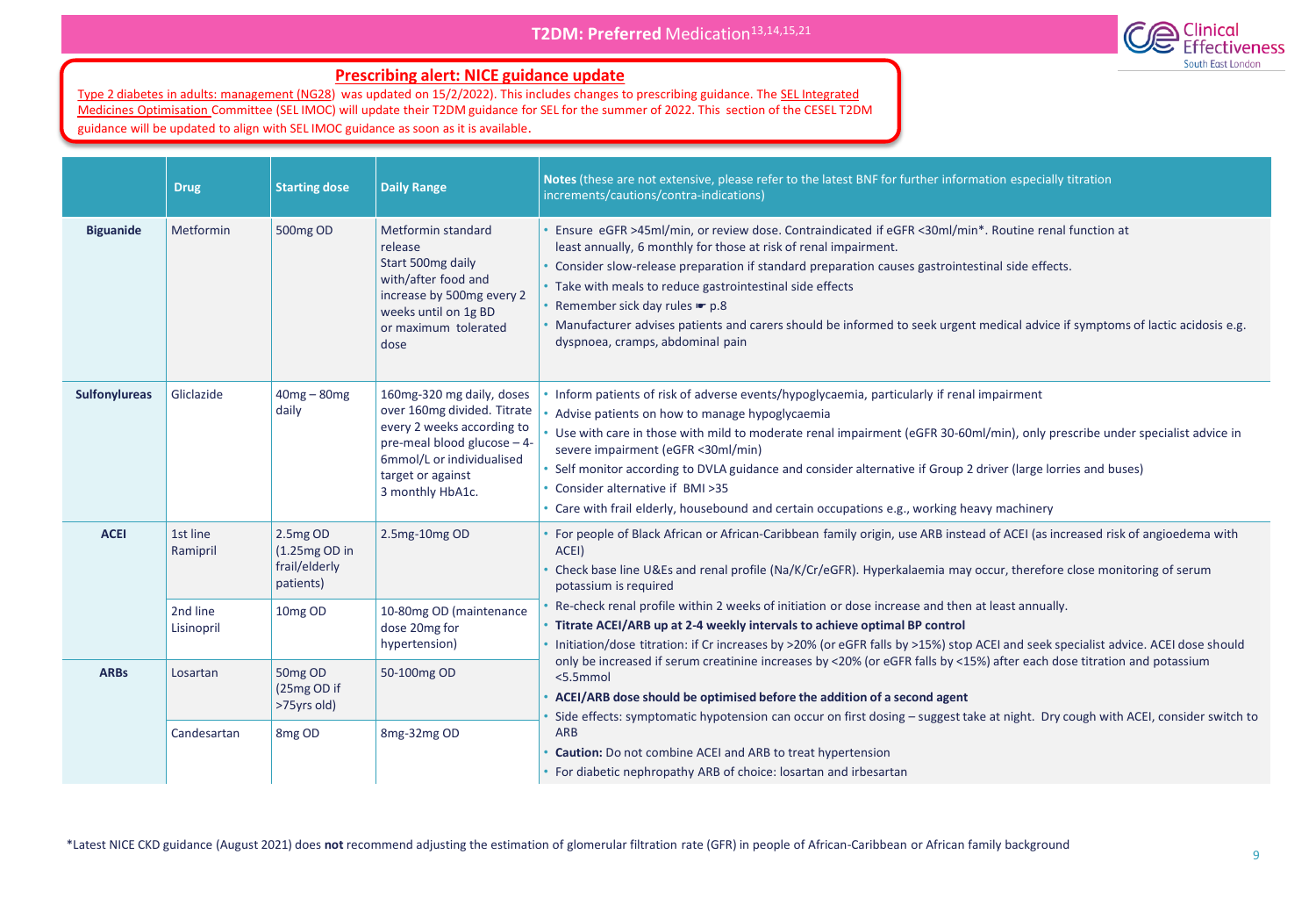# T2DM: Preferred Medication[13,14,15,21]

**Prescribing alert: NICE guidance update**

Type 2 diabetes in adults: management (NG28) was updated on 15/2/2022). This includes changes to prescribing guidance. The SEL Integrated Medicines Optimisation Committee (SEL IMOC) will update their T2DM guidance for SEL for the summer of 2022. This section of the CESEL T2DM guidance will be updated to align with SEL IMOC guidance as soon as it is available.

| | Drug | Starting dose | Daily Range | Notes (these are not extensive, please refer to the latest BNF for further information especially titration increments/cautions/contra-indications) |
|---|---|---|---|---|
| **Biguanide** | Metformin | 500mg OD | Metformin standard release<br>Start 500mg daily with/after food and increase by 500mg every 2 weeks until on 1g BD or maximum tolerated dose | • Ensure eGFR >45ml/min, or review dose. Contraindicated if eGFR <30ml/min*. Routine renal function at least annually, 6 monthly for those at risk of renal impairment.<br>• Consider slow-release preparation if standard preparation causes gastrointestinal side effects.<br>• Take with meals to reduce gastrointestinal side effects<br>• Remember sick day rules ☛ p.8<br>• Manufacturer advises patients and carers should be informed to seek urgent medical advice if symptoms of lactic acidosis e.g. dyspnoea, cramps, abdominal pain |
| **Sulfonylureas** | Gliclazide | 40mg – 80mg daily | 160mg-320 mg daily, doses over 160mg divided. Titrate every 2 weeks according to pre-meal blood glucose – 4-6mmol/L or individualised target or against 3 monthly HbA1c. | • Inform patients of risk of adverse events/hypoglycaemia, particularly if renal impairment<br>• Advise patients on how to manage hypoglycaemia<br>• Use with care in those with mild to moderate renal impairment (eGFR 30-60ml/min), only prescribe under specialist advice in severe impairment (eGFR <30ml/min)<br>• Self monitor according to DVLA guidance and consider alternative if Group 2 driver (large lorries and buses)<br>• Consider alternative if BMI >35<br>• Care with frail elderly, housebound and certain occupations e.g., working heavy machinery |
| **ACEI** | 1st line Ramipril | 2.5mg OD (1.25mg OD in frail/elderly patients) | 2.5mg-10mg OD | • For people of Black African or African-Caribbean family origin, use ARB instead of ACEI (as increased risk of angioedema with ACEI)<br>• Check base line U&Es and renal profile (Na/K/Cr/eGFR). Hyperkalaemia may occur, therefore close monitoring of serum potassium is required<br>• Re-check renal profile within 2 weeks of initiation or dose increase and then at least annually.<br>• **Titrate ACEI/ARB up at 2-4 weekly intervals to achieve optimal BP control**<br>• Initiation/dose titration: if Cr increases by >20% (or eGFR falls by >15%) stop ACEI and seek specialist advice. ACEI dose should only be increased if serum creatinine increases by <20% (or eGFR falls by <15%) after each dose titration and potassium <5.5mmol<br>• **ACEI/ARB dose should be optimised before the addition of a second agent**<br>• Side effects: symptomatic hypotension can occur on first dosing – suggest take at night. Dry cough with ACEI, consider switch to ARB<br>• **Caution:** Do not combine ACEI and ARB to treat hypertension<br>• For diabetic nephropathy ARB of choice: losartan and irbesartan |
| | 2nd line Lisinopril | 10mg OD | 10-80mg OD (maintenance dose 20mg for hypertension) | |
| **ARBs** | Losartan | 50mg OD (25mg OD if >75yrs old) | 50-100mg OD | |
| | Candesartan | 8mg OD | 8mg-32mg OD | |

*Latest NICE CKD guidance (August 2021) does **not** recommend adjusting the estimation of glomerular filtration rate (GFR) in people of African-Caribbean or African family background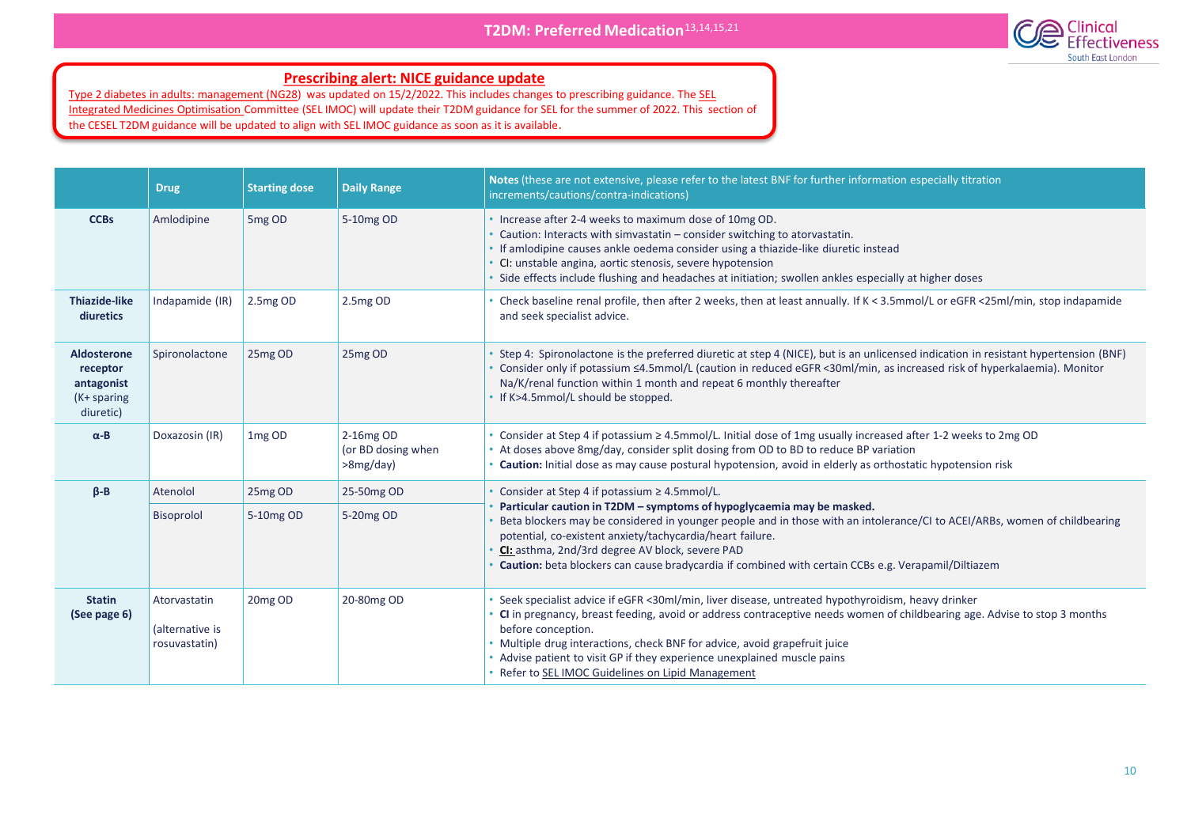# T2DM: Preferred Medication[13,14,15,21]

**Prescribing alert: NICE guidance update**

Type 2 diabetes in adults: management (NG28) was updated on 15/2/2022. This includes changes to prescribing guidance. The SEL Integrated Medicines Optimisation Committee (SEL IMOC) will update their T2DM guidance for SEL for the summer of 2022. This section of the CESEL T2DM guidance will be updated to align with SEL IMOC guidance as soon as it is available.

| | Drug | Starting dose | Daily Range | Notes (these are not extensive, please refer to the latest BNF for further information especially titration increments/cautions/contra-indications) |
|---|---|---|---|---|
| **CCBs** | Amlodipine | 5mg OD | 5-10mg OD | • Increase after 2-4 weeks to maximum dose of 10mg OD.<br>• Caution: Interacts with simvastatin – consider switching to atorvastatin.<br>• If amlodipine causes ankle oedema consider using a thiazide-like diuretic instead<br>• **CI**: unstable angina, aortic stenosis, severe hypotension<br>• Side effects include flushing and headaches at initiation; swollen ankles especially at higher doses |
| **Thiazide-like diuretics** | Indapamide (IR) | 2.5mg OD | 2.5mg OD | • Check baseline renal profile, then after 2 weeks, then at least annually. If K < 3.5mmol/L or eGFR <25ml/min, stop indapamide and seek specialist advice. |
| **Aldosterone receptor antagonist** (K+ sparing diuretic) | Spironolactone | 25mg OD | 25mg OD | • Step 4: Spironolactone is the preferred diuretic at step 4 (NICE), but is an unlicensed indication in resistant hypertension (BNF)<br>• Consider only if potassium ≤4.5mmol/L (caution in reduced eGFR <30ml/min, as increased risk of hyperkalaemia). Monitor Na/K/renal function within 1 month and repeat 6 monthly thereafter<br>• If K>4.5mmol/L should be stopped. |
| **α-B** | Doxazosin (IR) | 1mg OD | 2-16mg OD (or BD dosing when >8mg/day) | • Consider at Step 4 if potassium ≥ 4.5mmol/L. Initial dose of 1mg usually increased after 1-2 weeks to 2mg OD<br>• At doses above 8mg/day, consider split dosing from OD to BD to reduce BP variation<br>• **Caution:** Initial dose as may cause postural hypotension, avoid in elderly as orthostatic hypotension risk |
| **β-B** | Atenolol | 25mg OD | 25-50mg OD | • Consider at Step 4 if potassium ≥ 4.5mmol/L.<br>• **Particular caution in T2DM – symptoms of hypoglycaemia may be masked.**<br>• Beta blockers may be considered in younger people and in those with an intolerance/CI to ACEI/ARBs, women of childbearing potential, co-existent anxiety/tachycardia/heart failure.<br>• **CI:** asthma, 2nd/3rd degree AV block, severe PAD<br>• **Caution:** beta blockers can cause bradycardia if combined with certain CCBs e.g. Verapamil/Diltiazem |
| | Bisoprolol | 5-10mg OD | 5-20mg OD | |
| **Statin (See page 6)** | Atorvastatin<br><br>(alternative is rosuvastatin) | 20mg OD | 20-80mg OD | • Seek specialist advice if eGFR <30ml/min, liver disease, untreated hypothyroidism, heavy drinker<br>• **CI** in pregnancy, breast feeding, avoid or address contraceptive needs women of childbearing age. Advise to stop 3 months before conception.<br>• Multiple drug interactions, check BNF for advice, avoid grapefruit juice<br>• Advise patient to visit GP if they experience unexplained muscle pains<br>• Refer to SEL IMOC Guidelines on Lipid Management |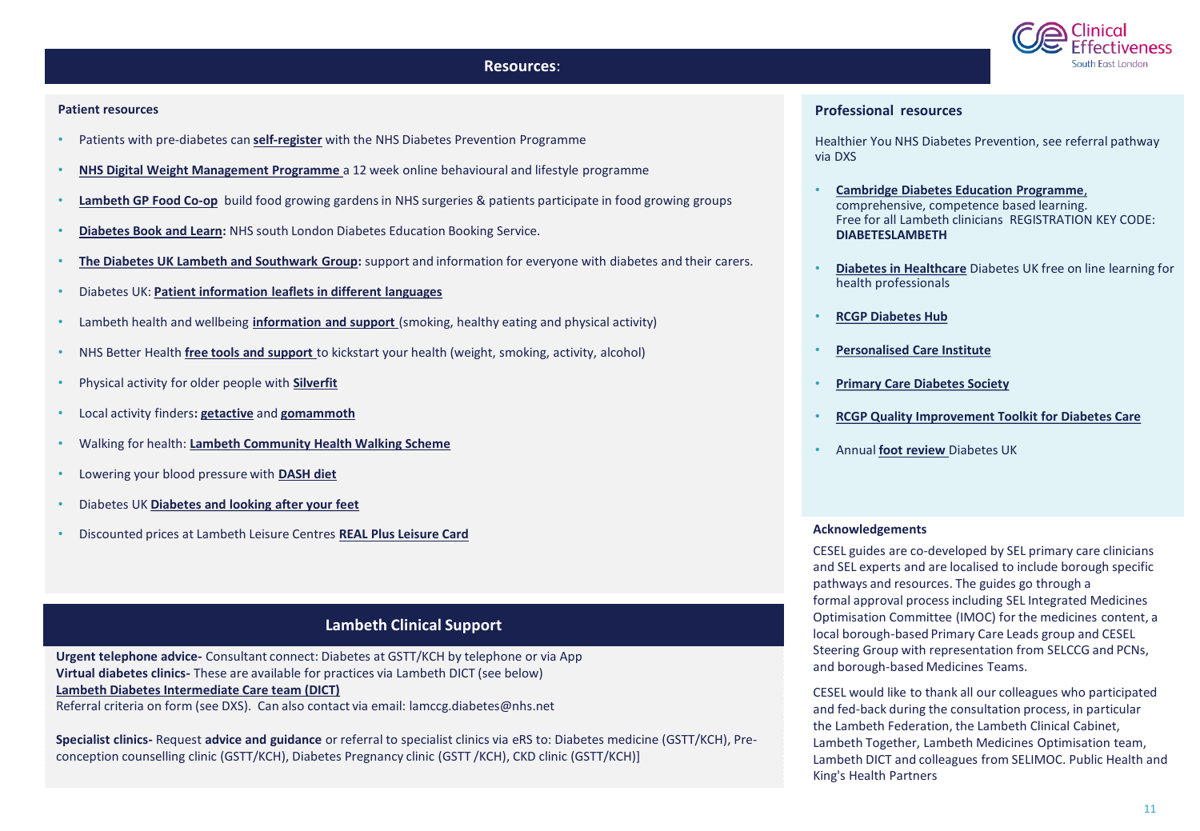## Resources:

### Patient resources

- Patients with pre-diabetes can **self-register** with the NHS Diabetes Prevention Programme
- **NHS Digital Weight Management Programme** a 12 week online behavioural and lifestyle programme
- **Lambeth GP Food Co-op** build food growing gardens in NHS surgeries & patients participate in food growing groups
- **Diabetes Book and Learn:** NHS south London Diabetes Education Booking Service.
- **The Diabetes UK Lambeth and Southwark Group:** support and information for everyone with diabetes and their carers.
- Diabetes UK: **Patient information leaflets in different languages**
- Lambeth health and wellbeing **information and support** (smoking, healthy eating and physical activity)
- NHS Better Health **free tools and support** to kickstart your health (weight, smoking, activity, alcohol)
- Physical activity for older people with **Silverfit**
- Local activity finders**: getactive** and **gomammoth**
- Walking for health: **Lambeth Community Health Walking Scheme**
- Lowering your blood pressure with **DASH diet**
- Diabetes UK **Diabetes and looking after your feet**
- Discounted prices at Lambeth Leisure Centres **REAL Plus Leisure Card**

### Lambeth Clinical Support

**Urgent telephone advice-** Consultant connect: Diabetes at GSTT/KCH by telephone or via App
**Virtual diabetes clinics-** These are available for practices via Lambeth DICT (see below)
**Lambeth Diabetes Intermediate Care team (DICT)**
Referral criteria on form (see DXS). Can also contact via email: lamccg.diabetes@nhs.net

**Specialist clinics-** Request **advice and guidance** or referral to specialist clinics via eRS to: Diabetes medicine (GSTT/KCH), Pre-conception counselling clinic (GSTT/KCH), Diabetes Pregnancy clinic (GSTT /KCH), CKD clinic (GSTT/KCH)]

### Professional resources

Healthier You NHS Diabetes Prevention, see referral pathway via DXS

- **Cambridge Diabetes Education Programme**, comprehensive, competence based learning. Free for all Lambeth clinicians REGISTRATION KEY CODE: **DIABETESLAMBETH**
- **Diabetes in Healthcare** Diabetes UK free on line learning for health professionals
- **RCGP Diabetes Hub**
- **Personalised Care Institute**
- **Primary Care Diabetes Society**
- **RCGP Quality Improvement Toolkit for Diabetes Care**
- Annual **foot review** Diabetes UK

### Acknowledgements

CESEL guides are co-developed by SEL primary care clinicians and SEL experts and are localised to include borough specific pathways and resources. The guides go through a formal approval process including SEL Integrated Medicines Optimisation Committee (IMOC) for the medicines content, a local borough-based Primary Care Leads group and CESEL Steering Group with representation from SELCCG and PCNs, and borough-based Medicines Teams.

CESEL would like to thank all our colleagues who participated and fed-back during the consultation process, in particular the Lambeth Federation, the Lambeth Clinical Cabinet, Lambeth Together, Lambeth Medicines Optimisation team, Lambeth DICT and colleagues from SELIMOC. Public Health and King's Health Partners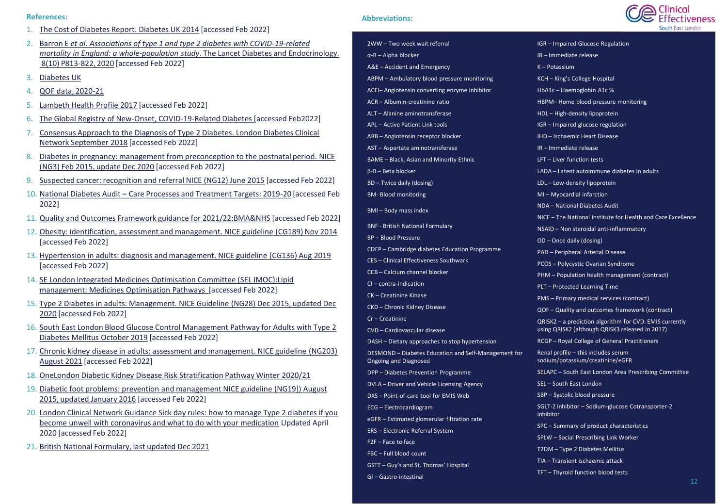## References:

1. The Cost of Diabetes Report. Diabetes UK 2014 [accessed Feb 2022]
2. Barron E *et al. Associations of type 1 and type 2 diabetes with COVID-19-related mortality in England: a whole-population study*. The Lancet Diabetes and Endocrinology. 8(10) P813-822, 2020 [accessed Feb 2022]
3. Diabetes UK
4. QOF data, 2020-21
5. Lambeth Health Profile 2017 [accessed Feb 2022]
6. The Global Registry of New-Onset, COVID-19-Related Diabetes [accessed Feb2022]
7. Consensus Approach to the Diagnosis of Type 2 Diabetes. London Diabetes Clinical Network September 2018 [accessed Feb 2022]
8. Diabetes in pregnancy: management from preconception to the postnatal period. NICE (NG3) Feb 2015, update Dec 2020 [accessed Feb 2022]
9. Suspected cancer: recognition and referral NICE (NG12) June 2015 [accessed Feb 2022]
10. National Diabetes Audit – Care Processes and Treatment Targets: 2019-20 [accessed Feb 2022]
11. Quality and Outcomes Framework guidance for 2021/22:BMA&NHS [accessed Feb 2022]
12. Obesity: identification, assessment and management. NICE guideline (CG189) Nov 2014 [accessed Feb 2022]
13. Hypertension in adults: diagnosis and management. NICE guideline (CG136) Aug 2019 [accessed Feb 2022]
14. SE London Integrated Medicines Optimisation Committee (SEL IMOC):Lipid management: Medicines Optimisation Pathways [accessed Feb 2022]
15. Type 2 Diabetes in adults: Management. NICE Guideline (NG28) Dec 2015, updated Dec 2020 [accessed Feb 2022]
16. South East London Blood Glucose Control Management Pathway for Adults with Type 2 Diabetes Mellitus October 2019 [accessed Feb 2022]
17. Chronic kidney disease in adults: assessment and management. NICE guideline (NG203) August 2021 [accessed Feb 2022]
18. OneLondon Diabetic Kidney Disease Risk Stratification Pathway Winter 2020/21
19. Diabetic foot problems: prevention and management NICE guideline (NG19]) August 2015, updated January 2016 [accessed Feb 2022]
20. London Clinical Network Guidance Sick day rules: how to manage Type 2 diabetes if you become unwell with coronavirus and what to do with your medication Updated April 2020 [accessed Feb 2022]
21. British National Formulary, last updated Dec 2021

## Abbreviations:

2WW – Two week wait referral
α-B – Alpha blocker
A&E – Accident and Emergency
ABPM – Ambulatory blood pressure monitoring
ACEI– Angiotensin converting enzyme inhibitor
ACR – Albumin-creatinine ratio
ALT – Alanine aminotransferase
APL – Active Patient Link tools
ARB – Angiotensin receptor blocker
AST – Aspartate aminotransferase
BAME – Black, Asian and Minority Ethnic
β-B – Beta blocker
BD – Twice daily (dosing)
BM- Blood monitoring
BMI – Body mass index
BNF - British National Formulary
BP – Blood Pressure
CDEP – Cambridge diabetes Education Programme
CES – Clinical Effectiveness Southwark
CCB – Calcium channel blocker
CI – contra-indication
CK – Creatinine Kinase
CKD – Chronic Kidney Disease
Cr – Creatinine
CVD – Cardiovascular disease
DASH – Dietary approaches to stop hypertension
DESMOND – Diabetes Education and Self-Management for Ongoing and Diagnosed
DPP – Diabetes Prevention Programme
DVLA – Driver and Vehicle Licensing Agency
DXS – Point-of-care tool for EMIS Web
ECG – Electrocardiogram
eGFR – Estimated glomerular filtration rate
ERS – Electronic Referral System
F2F – Face to face
FBC – Full blood count
GSTT – Guy's and St. Thomas' Hospital
GI – Gastro-intestinal
IGR – Impaired Glucose Regulation
IR – Immediate release
K – Potassium
KCH – King's College Hospital
HbA1c – Haemoglobin A1c %
HBPM– Home blood pressure monitoring
HDL – High-density lipoprotein
IGR – Impaired glucose regulation
IHD – Ischaemic Heart Disease
IR – Immediate release
LFT – Liver function tests
LADA – Latent autoimmune diabetes in adults
LDL – Low-density lipoprotein
MI – Myocardial infarction
NDA – National Diabetes Audit
NICE – The National Institute for Health and Care Excellence
NSAID – Non steroidal anti-inflammatory
OD – Once daily (dosing)
PAD – Peripheral Arterial Disease
PCOS – Polycystic Ovarian Syndrome
PHM – Population health management (contract)
PLT – Protected Learning Time
PMS – Primary medical services (contract)
QOF – Quality and outcomes framework (contract)
QRISK2 – a prediction algorithm for CVD. EMIS currently using QRISK2 (although QRISK3 released in 2017)
RCGP – Royal College of General Practitioners
Renal profile – this includes serum sodium/potassium/creatinine/eGFR
SELAPC – South East London Area Prescribing Committee
SEL – South East London
SBP – Systolic blood pressure
SGLT-2 inhibitor – Sodium-glucose Cotransporter-2 inhibitor
SPC – Summary of product characteristics
SPLW – Social Prescribing Link Worker
T2DM – Type 2 Diabetes Mellitus
TIA – Transient ischaemic attack
TFT – Thyroid function blood tests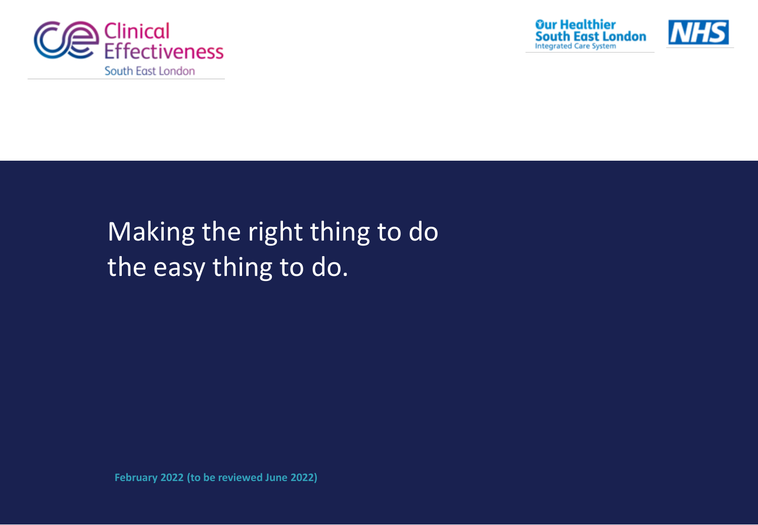Clinical Effectiveness South East London

Our Healthier South East London Integrated Care System

NHS

Making the right thing to do the easy thing to do.

**February 2022 (to be reviewed June 2022)**